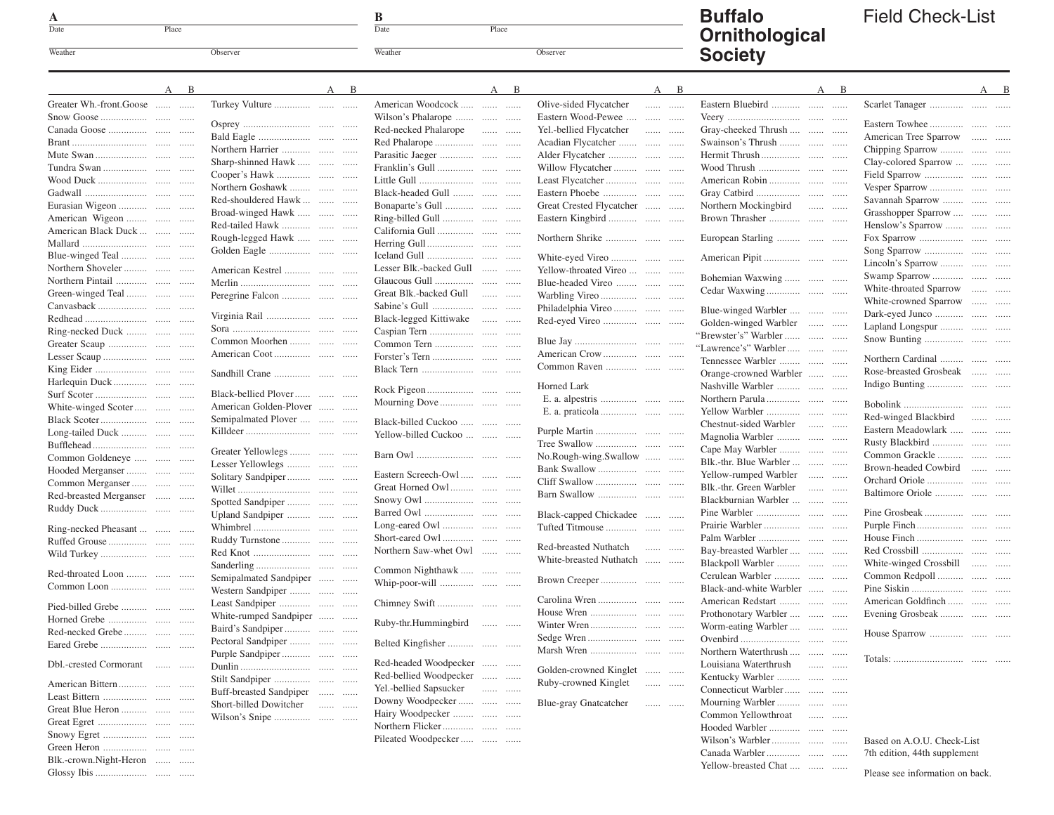# Buffalo Ornithological Society

## Field Check-List

| A | |
|---|---|
| Date | Place |
| Weather | Observer |

| B | |
|---|---|
| Date | Place |
| Weather | Observer |

| Species | A | B |
|---|---|---|
| Greater Wh.-front.Goose | ...... | ...... |
| Snow Goose | ...... | ...... |
| Canada Goose | ...... | ...... |
| Brant | ...... | ...... |
| Mute Swan | ...... | ...... |
| Tundra Swan | ...... | ...... |
| Wood Duck | ...... | ...... |
| Gadwall | ...... | ...... |
| Eurasian Wigeon | ...... | ...... |
| American Wigeon | ...... | ...... |
| American Black Duck | ...... | ...... |
| Mallard | ...... | ...... |
| Blue-winged Teal | ...... | ...... |
| Northern Shoveler | ...... | ...... |
| Northern Pintail | ...... | ...... |
| Green-winged Teal | ...... | ...... |
| Canvasback | ...... | ...... |
| Redhead | ...... | ...... |
| Ring-necked Duck | ...... | ...... |
| Greater Scaup | ...... | ...... |
| Lesser Scaup | ...... | ...... |
| King Eider | ...... | ...... |
| Harlequin Duck | ...... | ...... |
| Surf Scoter | ...... | ...... |
| White-winged Scoter | ...... | ...... |
| Black Scoter | ...... | ...... |
| Long-tailed Duck | ...... | ...... |
| Bufflehead | ...... | ...... |
| Common Goldeneye | ...... | ...... |
| Hooded Merganser | ...... | ...... |
| Common Merganser | ...... | ...... |
| Red-breasted Merganser | ...... | ...... |
| Ruddy Duck | ...... | ...... |
| Ring-necked Pheasant | ...... | ...... |
| Ruffed Grouse | ...... | ...... |
| Wild Turkey | ...... | ...... |
| Red-throated Loon | ...... | ...... |
| Common Loon | ...... | ...... |
| Pied-billed Grebe | ...... | ...... |
| Horned Grebe | ...... | ...... |
| Red-necked Grebe | ...... | ...... |
| Eared Grebe | ...... | ...... |
| Dbl.-crested Cormorant | ...... | ...... |
| American Bittern | ...... | ...... |
| Least Bittern | ...... | ...... |
| Great Blue Heron | ...... | ...... |
| Great Egret | ...... | ...... |
| Snowy Egret | ...... | ...... |
| Green Heron | ...... | ...... |
| Blk.-crown.Night-Heron | ...... | ...... |
| Glossy Ibis | ...... | ...... |
| Turkey Vulture | ...... | ...... |
| Osprey | ...... | ...... |
| Bald Eagle | ...... | ...... |
| Northern Harrier | ...... | ...... |
| Sharp-shinned Hawk | ...... | ...... |
| Cooper's Hawk | ...... | ...... |
| Northern Goshawk | ...... | ...... |
| Red-shouldered Hawk | ...... | ...... |
| Broad-winged Hawk | ...... | ...... |
| Red-tailed Hawk | ...... | ...... |
| Rough-legged Hawk | ...... | ...... |
| Golden Eagle | ...... | ...... |
| American Kestrel | ...... | ...... |
| Merlin | ...... | ...... |
| Peregrine Falcon | ...... | ...... |
| Virginia Rail | ...... | ...... |
| Sora | ...... | ...... |
| Common Moorhen | ...... | ...... |
| American Coot | ...... | ...... |
| Sandhill Crane | ...... | ...... |
| Black-bellied Plover | ...... | ...... |
| American Golden-Plover | ...... | ...... |
| Semipalmated Plover | ...... | ...... |
| Killdeer | ...... | ...... |
| Greater Yellowlegs | ...... | ...... |
| Lesser Yellowlegs | ...... | ...... |
| Solitary Sandpiper | ...... | ...... |
| Willet | ...... | ...... |
| Spotted Sandpiper | ...... | ...... |
| Upland Sandpiper | ...... | ...... |
| Whimbrel | ...... | ...... |
| Ruddy Turnstone | ...... | ...... |
| Red Knot | ...... | ...... |
| Sanderling | ...... | ...... |
| Semipalmated Sandpiper | ...... | ...... |
| Western Sandpiper | ...... | ...... |
| Least Sandpiper | ...... | ...... |
| White-rumped Sandpiper | ...... | ...... |
| Baird's Sandpiper | ...... | ...... |
| Pectoral Sandpiper | ...... | ...... |
| Purple Sandpiper | ...... | ...... |
| Dunlin | ...... | ...... |
| Stilt Sandpiper | ...... | ...... |
| Buff-breasted Sandpiper | ...... | ...... |
| Short-billed Dowitcher | ...... | ...... |
| Wilson's Snipe | ...... | ...... |
| American Woodcock | ...... | ...... |
| Wilson's Phalarope | ...... | ...... |
| Red-necked Phalarope | ...... | ...... |
| Red Phalarope | ...... | ...... |
| Parasitic Jaeger | ...... | ...... |
| Franklin's Gull | ...... | ...... |
| Little Gull | ...... | ...... |
| Black-headed Gull | ...... | ...... |
| Bonaparte's Gull | ...... | ...... |
| Ring-billed Gull | ...... | ...... |
| California Gull | ...... | ...... |
| Herring Gull | ...... | ...... |
| Iceland Gull | ...... | ...... |
| Lesser Blk.-backed Gull | ...... | ...... |
| Glaucous Gull | ...... | ...... |
| Great Blk.-backed Gull | ...... | ...... |
| Sabine's Gull | ...... | ...... |
| Black-legged Kittiwake | ...... | ...... |
| Caspian Tern | ...... | ...... |
| Common Tern | ...... | ...... |
| Forster's Tern | ...... | ...... |
| Black Tern | ...... | ...... |
| Rock Pigeon | ...... | ...... |
| Mourning Dove | ...... | ...... |
| Black-billed Cuckoo | ...... | ...... |
| Yellow-billed Cuckoo | ...... | ...... |
| Barn Owl | ...... | ...... |
| Eastern Screech-Owl | ...... | ...... |
| Great Horned Owl | ...... | ...... |
| Snowy Owl | ...... | ...... |
| Barred Owl | ...... | ...... |
| Long-eared Owl | ...... | ...... |
| Short-eared Owl | ...... | ...... |
| Northern Saw-whet Owl | ...... | ...... |
| Common Nighthawk | ...... | ...... |
| Whip-poor-will | ...... | ...... |
| Chimney Swift | ...... | ...... |
| Ruby-thr.Hummingbird | ...... | ...... |
| Belted Kingfisher | ...... | ...... |
| Red-headed Woodpecker | ...... | ...... |
| Red-bellied Woodpecker | ...... | ...... |
| Yel.-bellied Sapsucker | ...... | ...... |
| Downy Woodpecker | ...... | ...... |
| Hairy Woodpecker | ...... | ...... |
| Northern Flicker | ...... | ...... |
| Pileated Woodpecker | ...... | ...... |
| Olive-sided Flycatcher | ...... | ...... |
| Eastern Wood-Pewee | ...... | ...... |
| Yel.-bellied Flycatcher | ...... | ...... |
| Acadian Flycatcher | ...... | ...... |
| Alder Flycatcher | ...... | ...... |
| Willow Flycatcher | ...... | ...... |
| Least Flycatcher | ...... | ...... |
| Eastern Phoebe | ...... | ...... |
| Great Crested Flycatcher | ...... | ...... |
| Eastern Kingbird | ...... | ...... |
| Northern Shrike | ...... | ...... |
| White-eyed Vireo | ...... | ...... |
| Yellow-throated Vireo | ...... | ...... |
| Blue-headed Vireo | ...... | ...... |
| Warbling Vireo | ...... | ...... |
| Philadelphia Vireo | ...... | ...... |
| Red-eyed Vireo | ...... | ...... |
| Blue Jay | ...... | ...... |
| American Crow | ...... | ...... |
| Common Raven | ...... | ...... |
| Horned Lark | | |
| E. a. alpestris | ...... | ...... |
| E. a. praticola | ...... | ...... |
| Purple Martin | ...... | ...... |
| Tree Swallow | ...... | ...... |
| No.Rough-wing.Swallow | ...... | ...... |
| Bank Swallow | ...... | ...... |
| Cliff Swallow | ...... | ...... |
| Barn Swallow | ...... | ...... |
| Black-capped Chickadee | ...... | ...... |
| Tufted Titmouse | ...... | ...... |
| Red-breasted Nuthatch | ...... | ...... |
| White-breasted Nuthatch | ...... | ...... |
| Brown Creeper | ...... | ...... |
| Carolina Wren | ...... | ...... |
| House Wren | ...... | ...... |
| Winter Wren | ...... | ...... |
| Sedge Wren | ...... | ...... |
| Marsh Wren | ...... | ...... |
| Golden-crowned Kinglet | ...... | ...... |
| Ruby-crowned Kinglet | ...... | ...... |
| Blue-gray Gnatcatcher | ...... | ...... |
| Eastern Bluebird | ...... | ...... |
| Veery | ...... | ...... |
| Gray-cheeked Thrush | ...... | ...... |
| Swainson's Thrush | ...... | ...... |
| Hermit Thrush | ...... | ...... |
| Wood Thrush | ...... | ...... |
| American Robin | ...... | ...... |
| Gray Catbird | ...... | ...... |
| Northern Mockingbird | ...... | ...... |
| Brown Thrasher | ...... | ...... |
| European Starling | ...... | ...... |
| American Pipit | ...... | ...... |
| Bohemian Waxwing | ...... | ...... |
| Cedar Waxwing | ...... | ...... |
| Blue-winged Warbler | ...... | ...... |
| Golden-winged Warbler | ...... | ...... |
| "Brewster's" Warbler | ...... | ...... |
| "Lawrence's" Warbler | ...... | ...... |
| Tennessee Warbler | ...... | ...... |
| Orange-crowned Warbler | ...... | ...... |
| Nashville Warbler | ...... | ...... |
| Northern Parula | ...... | ...... |
| Yellow Warbler | ...... | ...... |
| Chestnut-sided Warbler | ...... | ...... |
| Magnolia Warbler | ...... | ...... |
| Cape May Warbler | ...... | ...... |
| Blk.-thr. Blue Warbler | ...... | ...... |
| Yellow-rumped Warbler | ...... | ...... |
| Blk.-thr. Green Warbler | ...... | ...... |
| Blackburnian Warbler | ...... | ...... |
| Pine Warbler | ...... | ...... |
| Prairie Warbler | ...... | ...... |
| Palm Warbler | ...... | ...... |
| Bay-breasted Warbler | ...... | ...... |
| Blackpoll Warbler | ...... | ...... |
| Cerulean Warbler | ...... | ...... |
| Black-and-white Warbler | ...... | ...... |
| American Redstart | ...... | ...... |
| Prothonotary Warbler | ...... | ...... |
| Worm-eating Warbler | ...... | ...... |
| Ovenbird | ...... | ...... |
| Northern Waterthrush | ...... | ...... |
| Louisiana Waterthrush | ...... | ...... |
| Kentucky Warbler | ...... | ...... |
| Connecticut Warbler | ...... | ...... |
| Mourning Warbler | ...... | ...... |
| Common Yellowthroat | ...... | ...... |
| Hooded Warbler | ...... | ...... |
| Wilson's Warbler | ...... | ...... |
| Canada Warbler | ...... | ...... |
| Yellow-breasted Chat | ...... | ...... |
| Scarlet Tanager | ...... | ...... |
| Eastern Towhee | ...... | ...... |
| American Tree Sparrow | ...... | ...... |
| Chipping Sparrow | ...... | ...... |
| Clay-colored Sparrow | ...... | ...... |
| Field Sparrow | ...... | ...... |
| Vesper Sparrow | ...... | ...... |
| Savannah Sparrow | ...... | ...... |
| Grasshopper Sparrow | ...... | ...... |
| Henslow's Sparrow | ...... | ...... |
| Fox Sparrow | ...... | ...... |
| Song Sparrow | ...... | ...... |
| Lincoln's Sparrow | ...... | ...... |
| Swamp Sparrow | ...... | ...... |
| White-throated Sparrow | ...... | ...... |
| White-crowned Sparrow | ...... | ...... |
| Dark-eyed Junco | ...... | ...... |
| Lapland Longspur | ...... | ...... |
| Snow Bunting | ...... | ...... |
| Northern Cardinal | ...... | ...... |
| Rose-breasted Grosbeak | ...... | ...... |
| Indigo Bunting | ...... | ...... |
| Bobolink | ...... | ...... |
| Red-winged Blackbird | ...... | ...... |
| Eastern Meadowlark | ...... | ...... |
| Rusty Blackbird | ...... | ...... |
| Common Grackle | ...... | ...... |
| Brown-headed Cowbird | ...... | ...... |
| Orchard Oriole | ...... | ...... |
| Baltimore Oriole | ...... | ...... |
| Pine Grosbeak | ...... | ...... |
| Purple Finch | ...... | ...... |
| House Finch | ...... | ...... |
| Red Crossbill | ...... | ...... |
| White-winged Crossbill | ...... | ...... |
| Common Redpoll | ...... | ...... |
| Pine Siskin | ...... | ...... |
| American Goldfinch | ...... | ...... |
| Evening Grosbeak | ...... | ...... |
| House Sparrow | ...... | ...... |
| Totals: | ...... | ...... |

Based on A.O.U. Check-List 7th edition, 44th supplement

Please see information on back.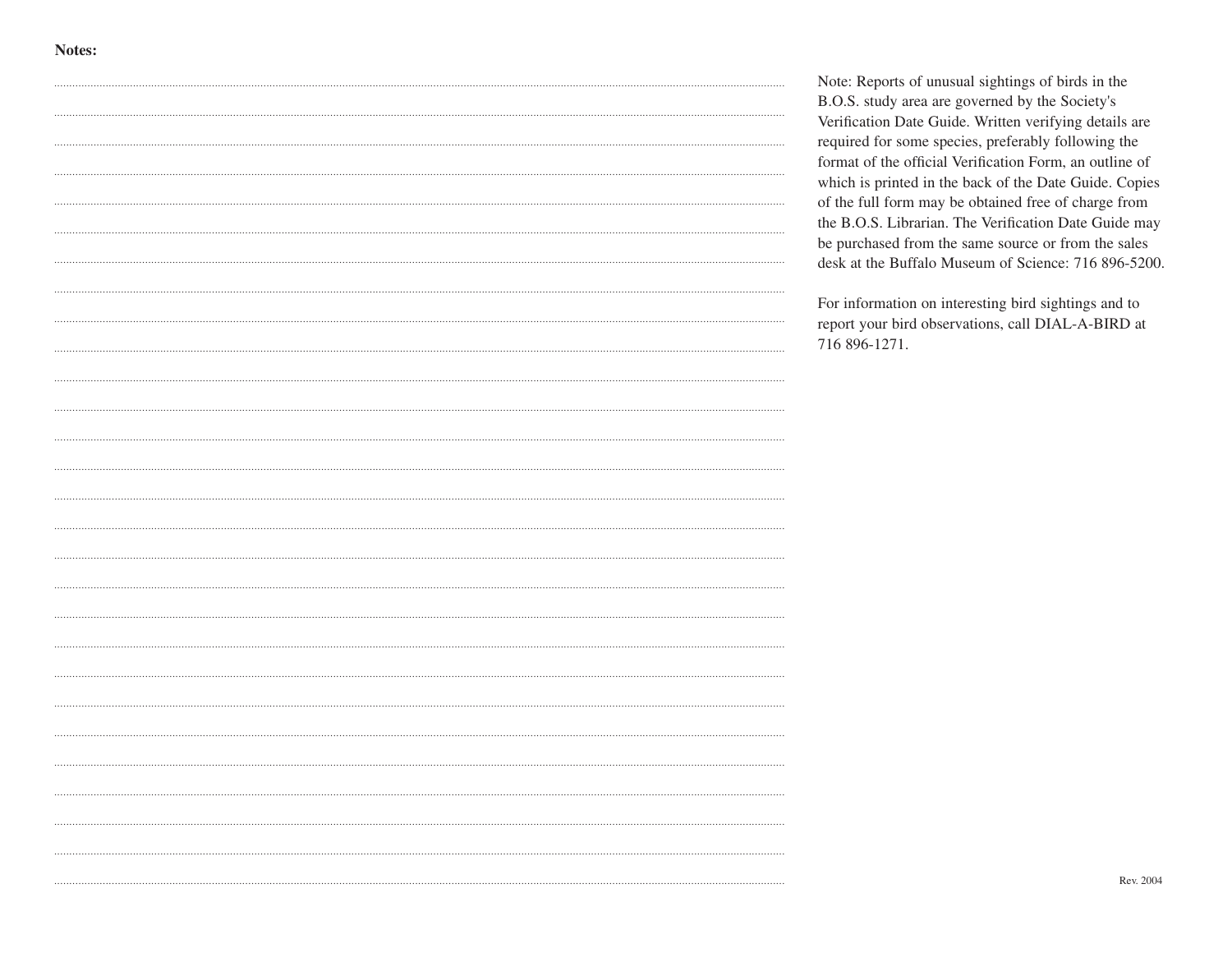**Notes:**

Note: Reports of unusual sightings of birds in the B.O.S. study area are governed by the Society's Verification Date Guide. Written verifying details are required for some species, preferably following the format of the official Verification Form, an outline of which is printed in the back of the Date Guide. Copies of the full form may be obtained free of charge from the B.O.S. Librarian. The Verification Date Guide may be purchased from the same source or from the sales desk at the Buffalo Museum of Science: 716 896-5200.

For information on interesting bird sightings and to report your bird observations, call DIAL-A-BIRD at 716 896-1271.

Rev. 2004